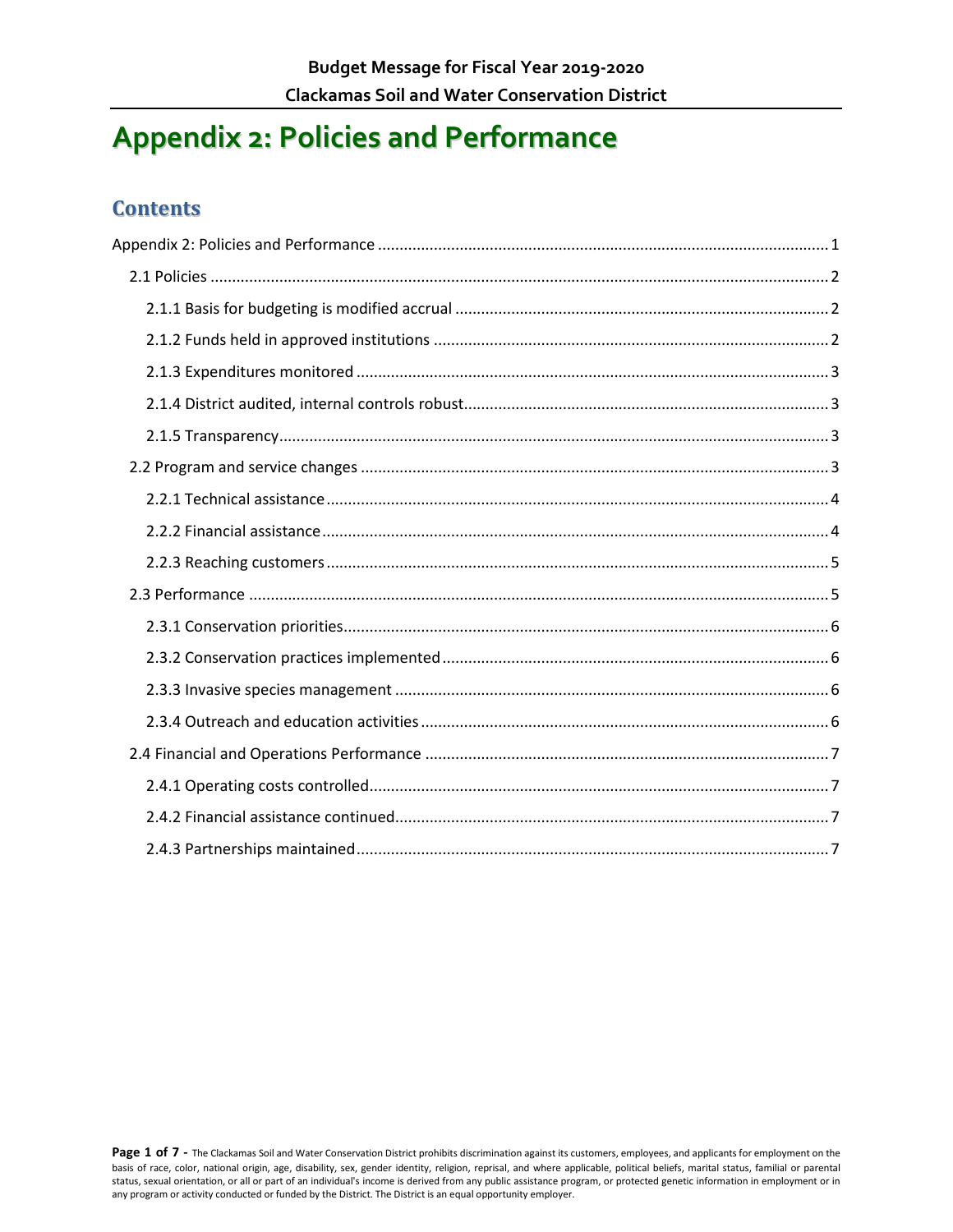# Appendix 2: Policies and Performance

## Contents

- Appendix 2: Policies and Performance ..... 1
  - 2.1 Policies ..... 2
    - 2.1.1 Basis for budgeting is modified accrual ..... 2
    - 2.1.2 Funds held in approved institutions ..... 2
    - 2.1.3 Expenditures monitored ..... 3
    - 2.1.4 District audited, internal controls robust ..... 3
    - 2.1.5 Transparency ..... 3
  - 2.2 Program and service changes ..... 3
    - 2.2.1 Technical assistance ..... 4
    - 2.2.2 Financial assistance ..... 4
    - 2.2.3 Reaching customers ..... 5
  - 2.3 Performance ..... 5
    - 2.3.1 Conservation priorities ..... 6
    - 2.3.2 Conservation practices implemented ..... 6
    - 2.3.3 Invasive species management ..... 6
    - 2.3.4 Outreach and education activities ..... 6
  - 2.4 Financial and Operations Performance ..... 7
    - 2.4.1 Operating costs controlled ..... 7
    - 2.4.2 Financial assistance continued ..... 7
    - 2.4.3 Partnerships maintained ..... 7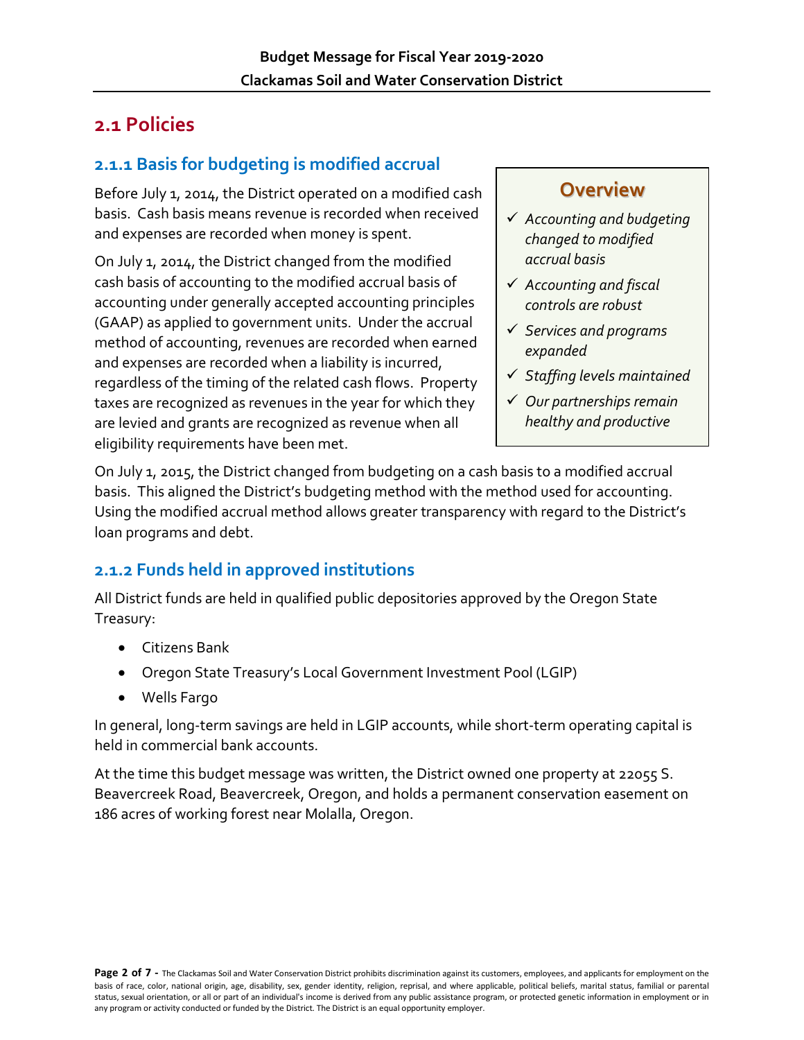## 2.1 Policies

### 2.1.1 Basis for budgeting is modified accrual

Before July 1, 2014, the District operated on a modified cash basis. Cash basis means revenue is recorded when received and expenses are recorded when money is spent.

On July 1, 2014, the District changed from the modified cash basis of accounting to the modified accrual basis of accounting under generally accepted accounting principles (GAAP) as applied to government units. Under the accrual method of accounting, revenues are recorded when earned and expenses are recorded when a liability is incurred, regardless of the timing of the related cash flows. Property taxes are recognized as revenues in the year for which they are levied and grants are recognized as revenue when all eligibility requirements have been met.

> **Overview**
>
> - ✓ *Accounting and budgeting changed to modified accrual basis*
> - ✓ *Accounting and fiscal controls are robust*
> - ✓ *Services and programs expanded*
> - ✓ *Staffing levels maintained*
> - ✓ *Our partnerships remain healthy and productive*

On July 1, 2015, the District changed from budgeting on a cash basis to a modified accrual basis. This aligned the District's budgeting method with the method used for accounting. Using the modified accrual method allows greater transparency with regard to the District's loan programs and debt.

### 2.1.2 Funds held in approved institutions

All District funds are held in qualified public depositories approved by the Oregon State Treasury:

- Citizens Bank
- Oregon State Treasury's Local Government Investment Pool (LGIP)
- Wells Fargo

In general, long-term savings are held in LGIP accounts, while short-term operating capital is held in commercial bank accounts.

At the time this budget message was written, the District owned one property at 22055 S. Beavercreek Road, Beavercreek, Oregon, and holds a permanent conservation easement on 186 acres of working forest near Molalla, Oregon.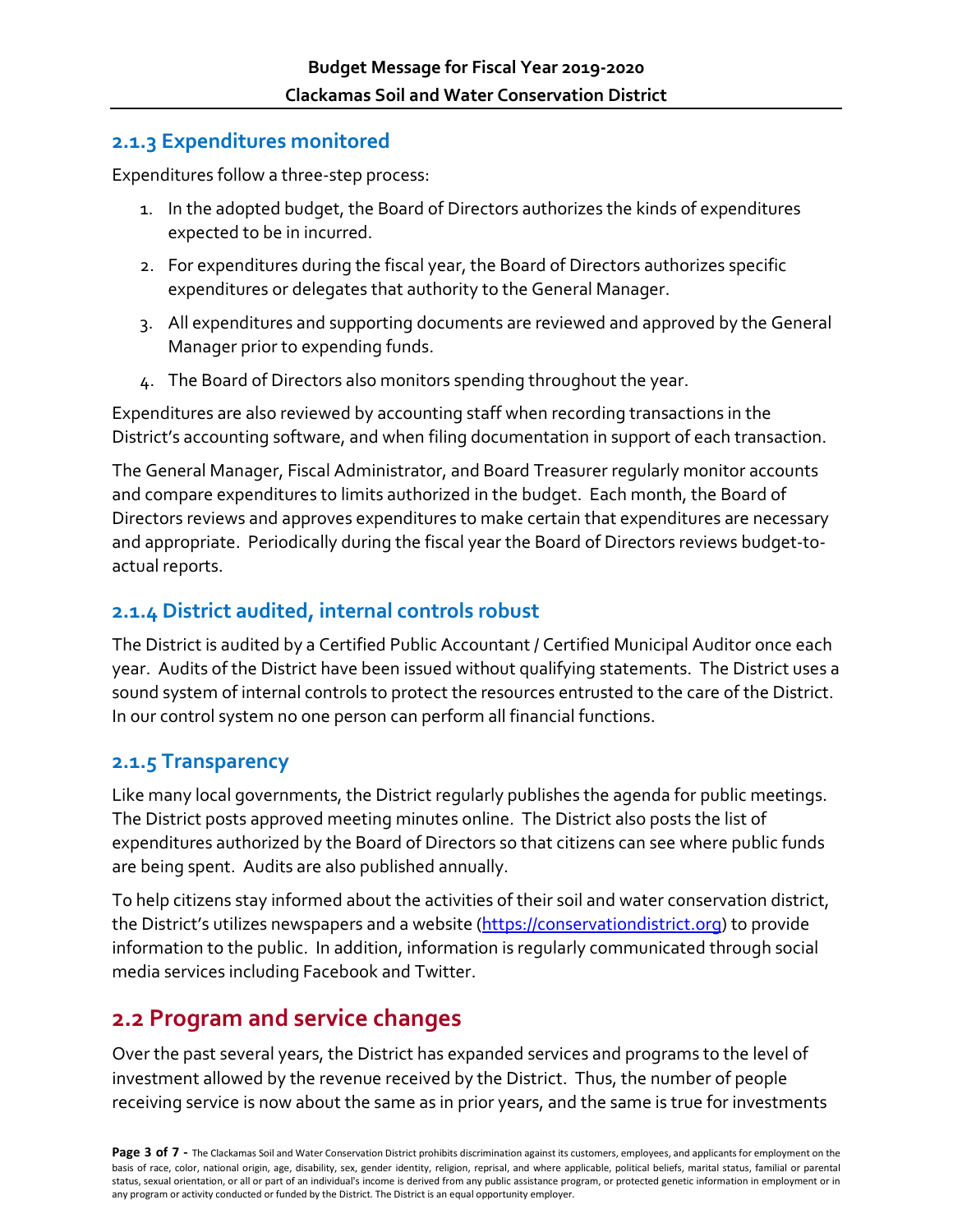### 2.1.3 Expenditures monitored

Expenditures follow a three-step process:

1. In the adopted budget, the Board of Directors authorizes the kinds of expenditures expected to be in incurred.
2. For expenditures during the fiscal year, the Board of Directors authorizes specific expenditures or delegates that authority to the General Manager.
3. All expenditures and supporting documents are reviewed and approved by the General Manager prior to expending funds.
4. The Board of Directors also monitors spending throughout the year.

Expenditures are also reviewed by accounting staff when recording transactions in the District's accounting software, and when filing documentation in support of each transaction.

The General Manager, Fiscal Administrator, and Board Treasurer regularly monitor accounts and compare expenditures to limits authorized in the budget. Each month, the Board of Directors reviews and approves expenditures to make certain that expenditures are necessary and appropriate. Periodically during the fiscal year the Board of Directors reviews budget-to-actual reports.

### 2.1.4 District audited, internal controls robust

The District is audited by a Certified Public Accountant / Certified Municipal Auditor once each year. Audits of the District have been issued without qualifying statements. The District uses a sound system of internal controls to protect the resources entrusted to the care of the District. In our control system no one person can perform all financial functions.

### 2.1.5 Transparency

Like many local governments, the District regularly publishes the agenda for public meetings. The District posts approved meeting minutes online. The District also posts the list of expenditures authorized by the Board of Directors so that citizens can see where public funds are being spent. Audits are also published annually.

To help citizens stay informed about the activities of their soil and water conservation district, the District's utilizes newspapers and a website (https://conservationdistrict.org) to provide information to the public. In addition, information is regularly communicated through social media services including Facebook and Twitter.

## 2.2 Program and service changes

Over the past several years, the District has expanded services and programs to the level of investment allowed by the revenue received by the District. Thus, the number of people receiving service is now about the same as in prior years, and the same is true for investments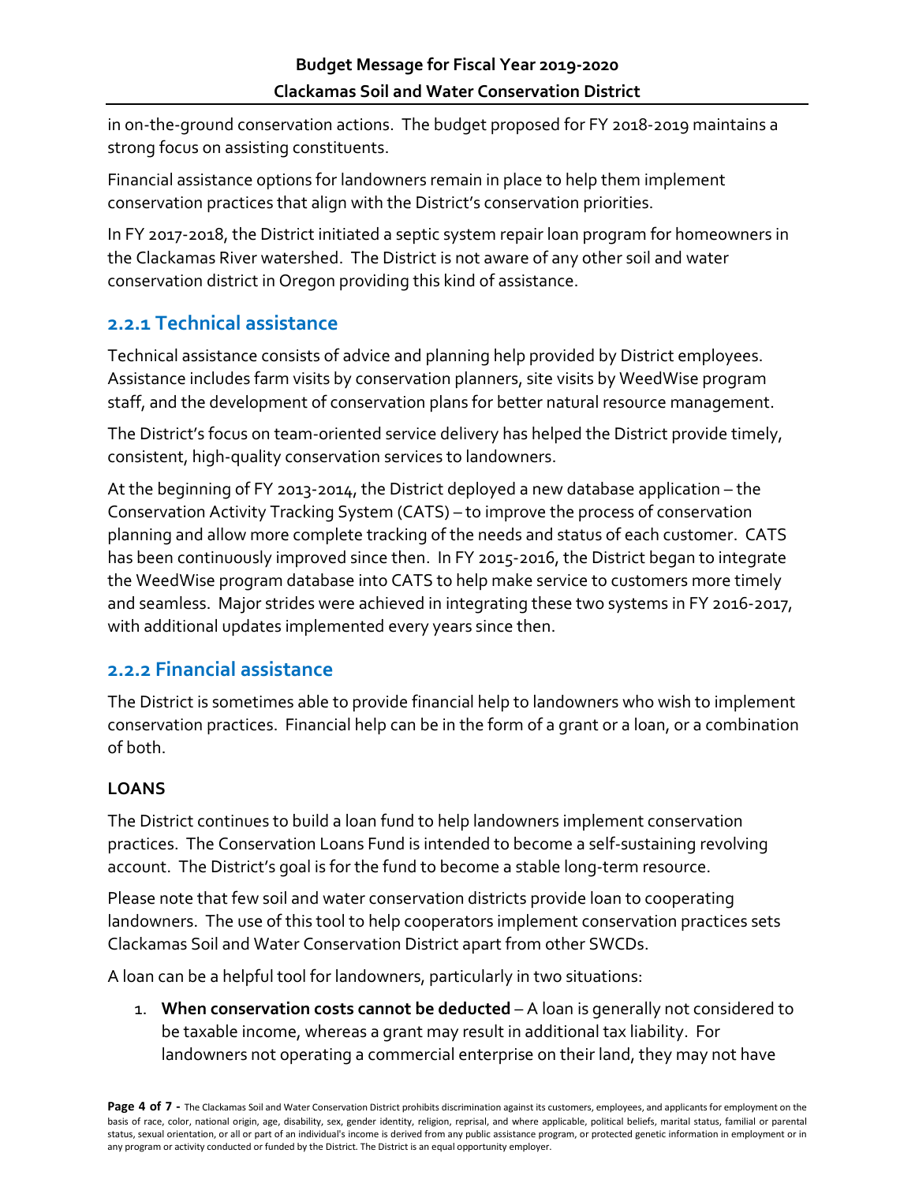in on-the-ground conservation actions. The budget proposed for FY 2018-2019 maintains a strong focus on assisting constituents.

Financial assistance options for landowners remain in place to help them implement conservation practices that align with the District's conservation priorities.

In FY 2017-2018, the District initiated a septic system repair loan program for homeowners in the Clackamas River watershed. The District is not aware of any other soil and water conservation district in Oregon providing this kind of assistance.

### 2.2.1 Technical assistance

Technical assistance consists of advice and planning help provided by District employees. Assistance includes farm visits by conservation planners, site visits by WeedWise program staff, and the development of conservation plans for better natural resource management.

The District's focus on team-oriented service delivery has helped the District provide timely, consistent, high-quality conservation services to landowners.

At the beginning of FY 2013-2014, the District deployed a new database application – the Conservation Activity Tracking System (CATS) – to improve the process of conservation planning and allow more complete tracking of the needs and status of each customer. CATS has been continuously improved since then. In FY 2015-2016, the District began to integrate the WeedWise program database into CATS to help make service to customers more timely and seamless. Major strides were achieved in integrating these two systems in FY 2016-2017, with additional updates implemented every years since then.

### 2.2.2 Financial assistance

The District is sometimes able to provide financial help to landowners who wish to implement conservation practices. Financial help can be in the form of a grant or a loan, or a combination of both.

**LOANS**

The District continues to build a loan fund to help landowners implement conservation practices. The Conservation Loans Fund is intended to become a self-sustaining revolving account. The District's goal is for the fund to become a stable long-term resource.

Please note that few soil and water conservation districts provide loan to cooperating landowners. The use of this tool to help cooperators implement conservation practices sets Clackamas Soil and Water Conservation District apart from other SWCDs.

A loan can be a helpful tool for landowners, particularly in two situations:

1. **When conservation costs cannot be deducted** – A loan is generally not considered to be taxable income, whereas a grant may result in additional tax liability. For landowners not operating a commercial enterprise on their land, they may not have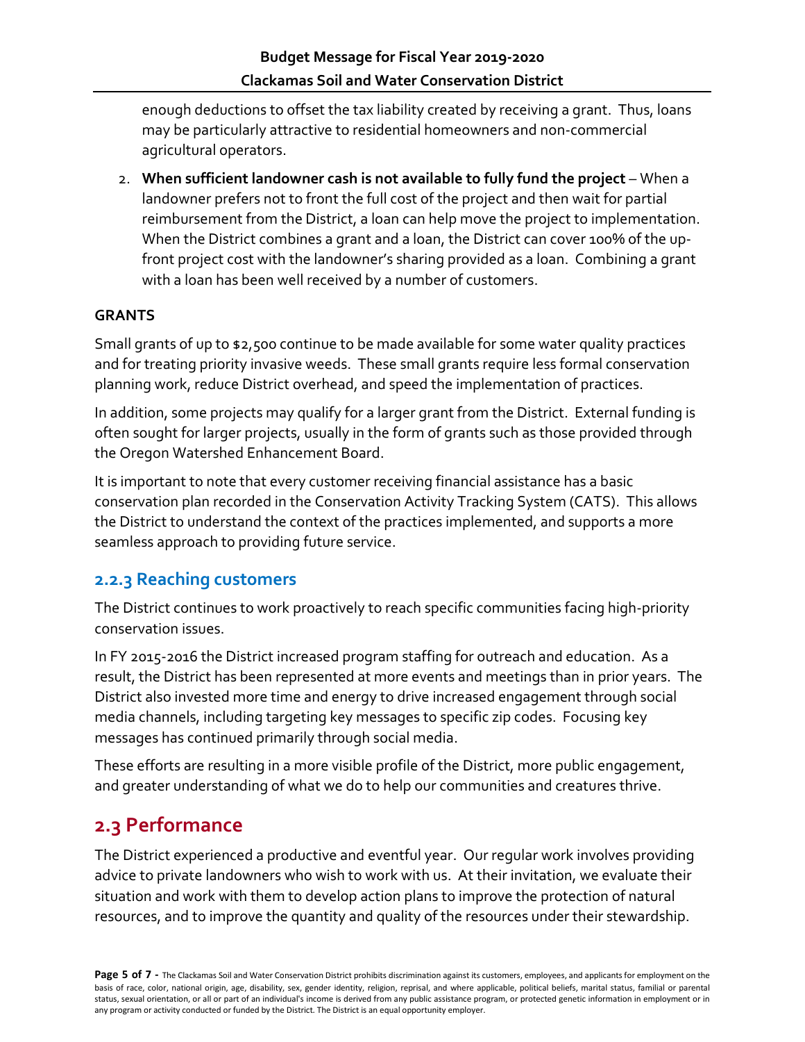enough deductions to offset the tax liability created by receiving a grant. Thus, loans may be particularly attractive to residential homeowners and non-commercial agricultural operators.

2. **When sufficient landowner cash is not available to fully fund the project** – When a landowner prefers not to front the full cost of the project and then wait for partial reimbursement from the District, a loan can help move the project to implementation. When the District combines a grant and a loan, the District can cover 100% of the up-front project cost with the landowner's sharing provided as a loan. Combining a grant with a loan has been well received by a number of customers.

**GRANTS**

Small grants of up to $2,500 continue to be made available for some water quality practices and for treating priority invasive weeds. These small grants require less formal conservation planning work, reduce District overhead, and speed the implementation of practices.

In addition, some projects may qualify for a larger grant from the District. External funding is often sought for larger projects, usually in the form of grants such as those provided through the Oregon Watershed Enhancement Board.

It is important to note that every customer receiving financial assistance has a basic conservation plan recorded in the Conservation Activity Tracking System (CATS). This allows the District to understand the context of the practices implemented, and supports a more seamless approach to providing future service.

### 2.2.3 Reaching customers

The District continues to work proactively to reach specific communities facing high-priority conservation issues.

In FY 2015-2016 the District increased program staffing for outreach and education. As a result, the District has been represented at more events and meetings than in prior years. The District also invested more time and energy to drive increased engagement through social media channels, including targeting key messages to specific zip codes. Focusing key messages has continued primarily through social media.

These efforts are resulting in a more visible profile of the District, more public engagement, and greater understanding of what we do to help our communities and creatures thrive.

## 2.3 Performance

The District experienced a productive and eventful year. Our regular work involves providing advice to private landowners who wish to work with us. At their invitation, we evaluate their situation and work with them to develop action plans to improve the protection of natural resources, and to improve the quantity and quality of the resources under their stewardship.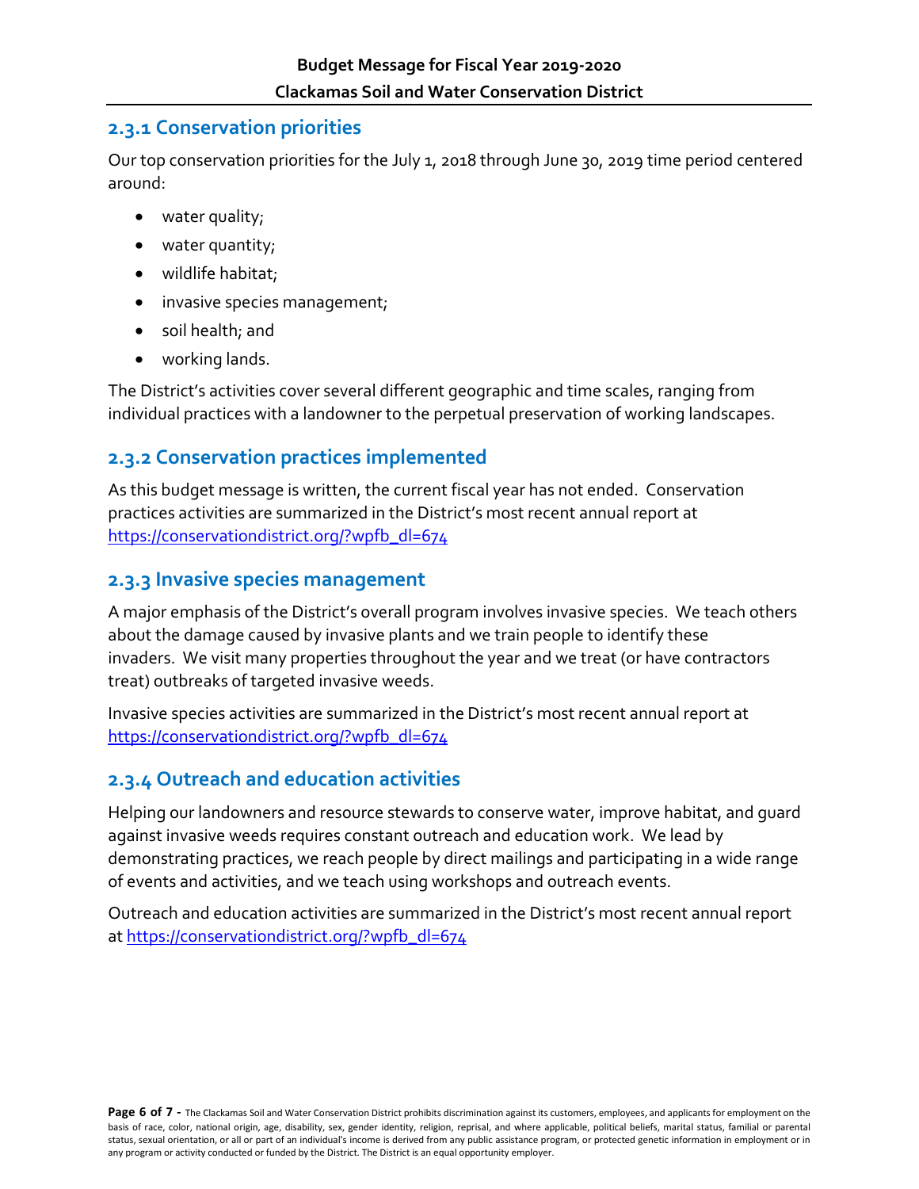### 2.3.1 Conservation priorities

Our top conservation priorities for the July 1, 2018 through June 30, 2019 time period centered around:

- water quality;
- water quantity;
- wildlife habitat;
- invasive species management;
- soil health; and
- working lands.

The District's activities cover several different geographic and time scales, ranging from individual practices with a landowner to the perpetual preservation of working landscapes.

### 2.3.2 Conservation practices implemented

As this budget message is written, the current fiscal year has not ended. Conservation practices activities are summarized in the District's most recent annual report at https://conservationdistrict.org/?wpfb_dl=674

### 2.3.3 Invasive species management

A major emphasis of the District's overall program involves invasive species. We teach others about the damage caused by invasive plants and we train people to identify these invaders. We visit many properties throughout the year and we treat (or have contractors treat) outbreaks of targeted invasive weeds.

Invasive species activities are summarized in the District's most recent annual report at https://conservationdistrict.org/?wpfb_dl=674

### 2.3.4 Outreach and education activities

Helping our landowners and resource stewards to conserve water, improve habitat, and guard against invasive weeds requires constant outreach and education work. We lead by demonstrating practices, we reach people by direct mailings and participating in a wide range of events and activities, and we teach using workshops and outreach events.

Outreach and education activities are summarized in the District's most recent annual report at https://conservationdistrict.org/?wpfb_dl=674

The Clackamas Soil and Water Conservation District prohibits discrimination against its customers, employees, and applicants for employment on the basis of race, color, national origin, age, disability, sex, gender identity, religion, reprisal, and where applicable, political beliefs, marital status, familial or parental status, sexual orientation, or all or part of an individual's income is derived from any public assistance program, or protected genetic information in employment or in any program or activity conducted or funded by the District. The District is an equal opportunity employer.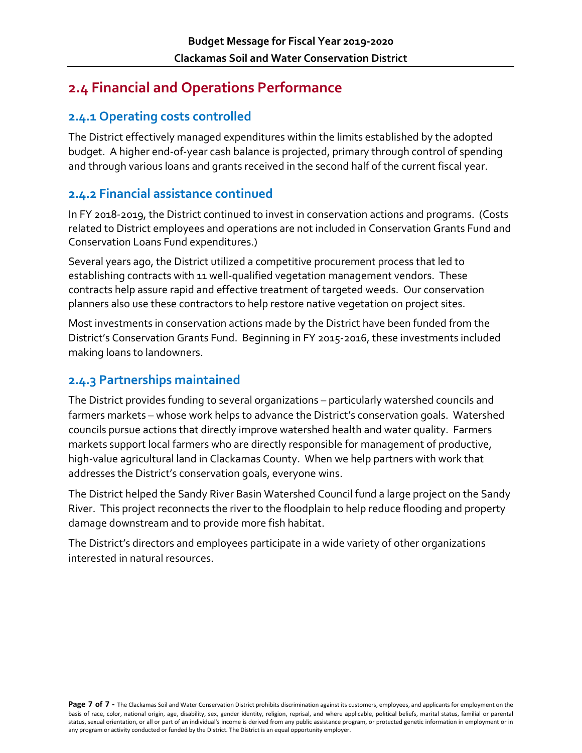## 2.4 Financial and Operations Performance

### 2.4.1 Operating costs controlled

The District effectively managed expenditures within the limits established by the adopted budget. A higher end-of-year cash balance is projected, primary through control of spending and through various loans and grants received in the second half of the current fiscal year.

### 2.4.2 Financial assistance continued

In FY 2018-2019, the District continued to invest in conservation actions and programs. (Costs related to District employees and operations are not included in Conservation Grants Fund and Conservation Loans Fund expenditures.)

Several years ago, the District utilized a competitive procurement process that led to establishing contracts with 11 well-qualified vegetation management vendors. These contracts help assure rapid and effective treatment of targeted weeds. Our conservation planners also use these contractors to help restore native vegetation on project sites.

Most investments in conservation actions made by the District have been funded from the District's Conservation Grants Fund. Beginning in FY 2015-2016, these investments included making loans to landowners.

### 2.4.3 Partnerships maintained

The District provides funding to several organizations – particularly watershed councils and farmers markets – whose work helps to advance the District's conservation goals. Watershed councils pursue actions that directly improve watershed health and water quality. Farmers markets support local farmers who are directly responsible for management of productive, high-value agricultural land in Clackamas County. When we help partners with work that addresses the District's conservation goals, everyone wins.

The District helped the Sandy River Basin Watershed Council fund a large project on the Sandy River. This project reconnects the river to the floodplain to help reduce flooding and property damage downstream and to provide more fish habitat.

The District's directors and employees participate in a wide variety of other organizations interested in natural resources.